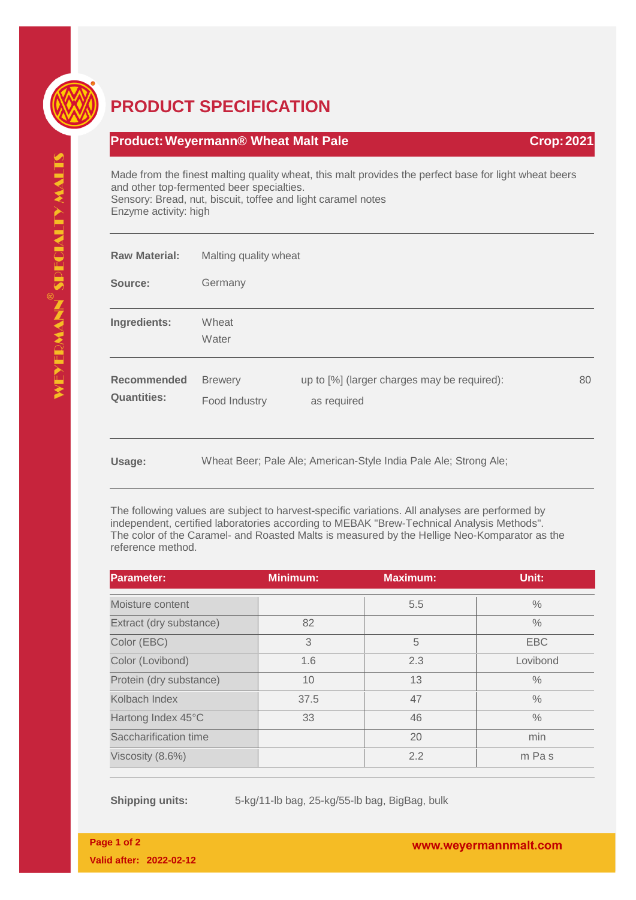# PRODUCT SPECIFICATION

**Product: Weyermann® Wheat Malt Pale** — **Crop: 2021**

Made from the finest malting quality wheat, this malt provides the perfect base for light wheat beers and other top-fermented beer specialties.
Sensory: Bread, nut, biscuit, toffee and light caramel notes
Enzyme activity: high

**Raw Material:** Malting quality wheat

**Source:** Germany

**Ingredients:** Wheat
Water

**Recommended Quantities:**

| | | |
|---|---|---|
| Brewery | up to [%] (larger charges may be required): | 80 |
| Food Industry | as required | |

**Usage:** Wheat Beer; Pale Ale; American-Style India Pale Ale; Strong Ale;

The following values are subject to harvest-specific variations. All analyses are performed by independent, certified laboratories according to MEBAK "Brew-Technical Analysis Methods". The color of the Caramel- and Roasted Malts is measured by the Hellige Neo-Komparator as the reference method.

| Parameter: | Minimum: | Maximum: | Unit: |
|---|---|---|---|
| Moisture content | | 5.5 | % |
| Extract (dry substance) | 82 | | % |
| Color (EBC) | 3 | 5 | EBC |
| Color (Lovibond) | 1.6 | 2.3 | Lovibond |
| Protein (dry substance) | 10 | 13 | % |
| Kolbach Index | 37.5 | 47 | % |
| Hartong Index 45°C | 33 | 46 | % |
| Saccharification time | | 20 | min |
| Viscosity (8.6%) | | 2.2 | m Pa s |

**Shipping units:** 5-kg/11-lb bag, 25-kg/55-lb bag, BigBag, bulk

Valid after: 2022-02-12

www.weyermannmalt.com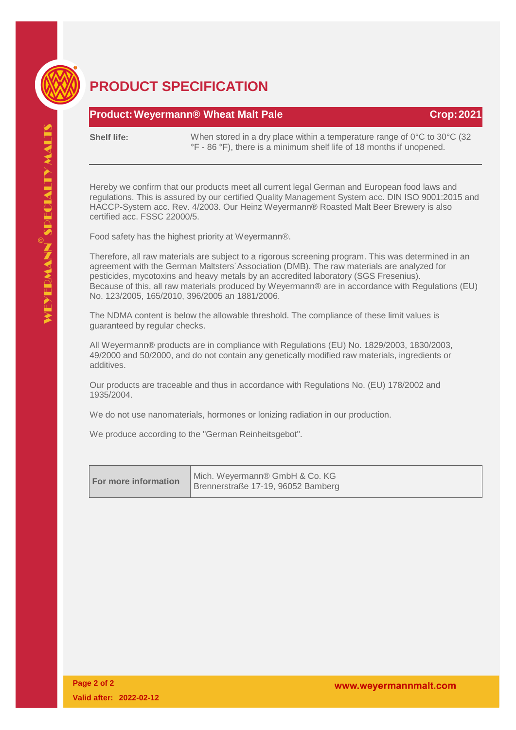# PRODUCT SPECIFICATION

| Product: Weyermann® Wheat Malt Pale | Crop: 2021 |
|---|---|

| | |
|---|---|
| **Shelf life:** | When stored in a dry place within a temperature range of 0°C to 30°C (32 °F - 86 °F), there is a minimum shelf life of 18 months if unopened. |

Hereby we confirm that our products meet all current legal German and European food laws and regulations. This is assured by our certified Quality Management System acc. DIN ISO 9001:2015 and HACCP-System acc. Rev. 4/2003. Our Heinz Weyermann® Roasted Malt Beer Brewery is also certified acc. FSSC 22000/5.

Food safety has the highest priority at Weyermann®.

Therefore, all raw materials are subject to a rigorous screening program. This was determined in an agreement with the German Maltsters´Association (DMB). The raw materials are analyzed for pesticides, mycotoxins and heavy metals by an accredited laboratory (SGS Fresenius).
Because of this, all raw materials produced by Weyermann® are in accordance with Regulations (EU) No. 123/2005, 165/2010, 396/2005 an 1881/2006.

The NDMA content is below the allowable threshold. The compliance of these limit values is guaranteed by regular checks.

All Weyermann® products are in compliance with Regulations (EU) No. 1829/2003, 1830/2003, 49/2000 and 50/2000, and do not contain any genetically modified raw materials, ingredients or additives.

Our products are traceable and thus in accordance with Regulations No. (EU) 178/2002 and 1935/2004.

We do not use nanomaterials, hormones or Ionizing radiation in our production.

We produce according to the "German Reinheitsgebot".

| | |
|---|---|
| **For more information** | Mich. Weyermann® GmbH & Co. KG<br>Brennerstraße 17-19, 96052 Bamberg |

Valid after: 2022-02-12